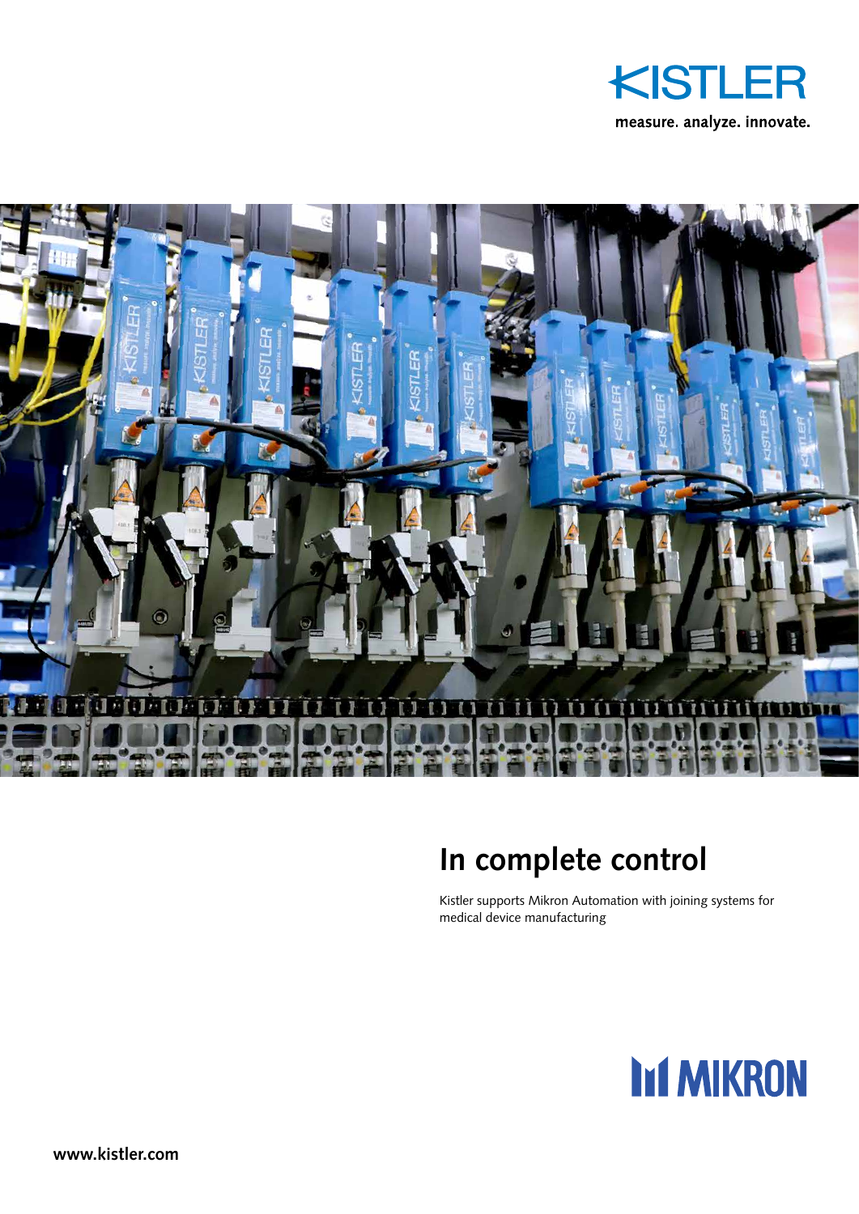KISTLER

measure. analyze. innovate.

# In complete control

Kistler supports Mikron Automation with joining systems for medical device manufacturing

MIKRON

www.kistler.com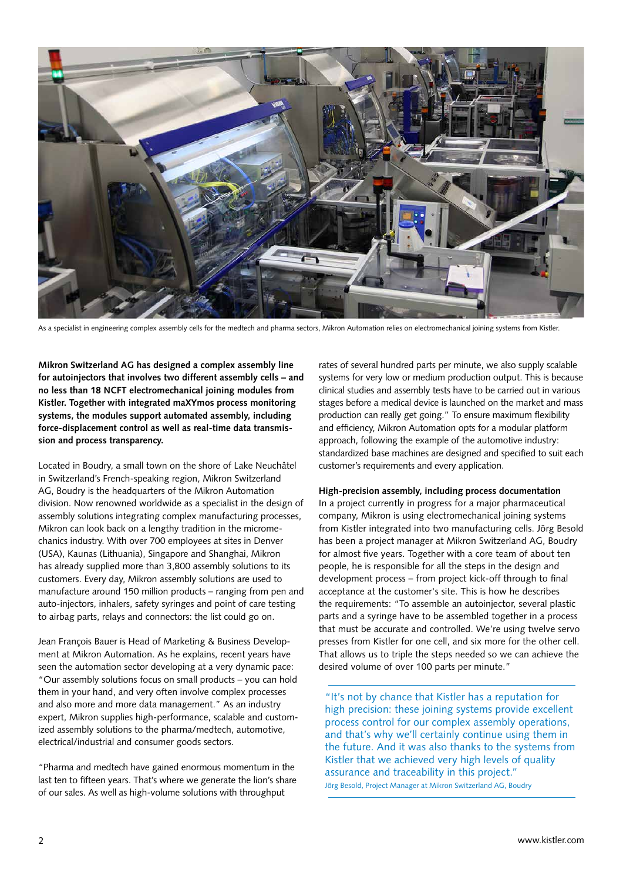As a specialist in engineering complex assembly cells for the medtech and pharma sectors, Mikron Automation relies on electromechanical joining systems from Kistler.

**Mikron Switzerland AG has designed a complex assembly line for autoinjectors that involves two different assembly cells – and no less than 18 NCFT electromechanical joining modules from Kistler. Together with integrated maXYmos process monitoring systems, the modules support automated assembly, including force-displacement control as well as real-time data transmission and process transparency.**

Located in Boudry, a small town on the shore of Lake Neuchâtel in Switzerland's French-speaking region, Mikron Switzerland AG, Boudry is the headquarters of the Mikron Automation division. Now renowned worldwide as a specialist in the design of assembly solutions integrating complex manufacturing processes, Mikron can look back on a lengthy tradition in the micromechanics industry. With over 700 employees at sites in Denver (USA), Kaunas (Lithuania), Singapore and Shanghai, Mikron has already supplied more than 3,800 assembly solutions to its customers. Every day, Mikron assembly solutions are used to manufacture around 150 million products – ranging from pen and auto-injectors, inhalers, safety syringes and point of care testing to airbag parts, relays and connectors: the list could go on.

Jean François Bauer is Head of Marketing & Business Development at Mikron Automation. As he explains, recent years have seen the automation sector developing at a very dynamic pace: "Our assembly solutions focus on small products – you can hold them in your hand, and very often involve complex processes and also more and more data management." As an industry expert, Mikron supplies high-performance, scalable and customized assembly solutions to the pharma/medtech, automotive, electrical/industrial and consumer goods sectors.

"Pharma and medtech have gained enormous momentum in the last ten to fifteen years. That's where we generate the lion's share of our sales. As well as high-volume solutions with throughput rates of several hundred parts per minute, we also supply scalable systems for very low or medium production output. This is because clinical studies and assembly tests have to be carried out in various stages before a medical device is launched on the market and mass production can really get going." To ensure maximum flexibility and efficiency, Mikron Automation opts for a modular platform approach, following the example of the automotive industry: standardized base machines are designed and specified to suit each customer's requirements and every application.

### High-precision assembly, including process documentation

In a project currently in progress for a major pharmaceutical company, Mikron is using electromechanical joining systems from Kistler integrated into two manufacturing cells. Jörg Besold has been a project manager at Mikron Switzerland AG, Boudry for almost five years. Together with a core team of about ten people, he is responsible for all the steps in the design and development process – from project kick-off through to final acceptance at the customer's site. This is how he describes the requirements: "To assemble an autoinjector, several plastic parts and a syringe have to be assembled together in a process that must be accurate and controlled. We're using twelve servo presses from Kistler for one cell, and six more for the other cell. That allows us to triple the steps needed so we can achieve the desired volume of over 100 parts per minute."

> "It's not by chance that Kistler has a reputation for high precision: these joining systems provide excellent process control for our complex assembly operations, and that's why we'll certainly continue using them in the future. And it was also thanks to the systems from Kistler that we achieved very high levels of quality assurance and traceability in this project."
>
> Jörg Besold, Project Manager at Mikron Switzerland AG, Boudry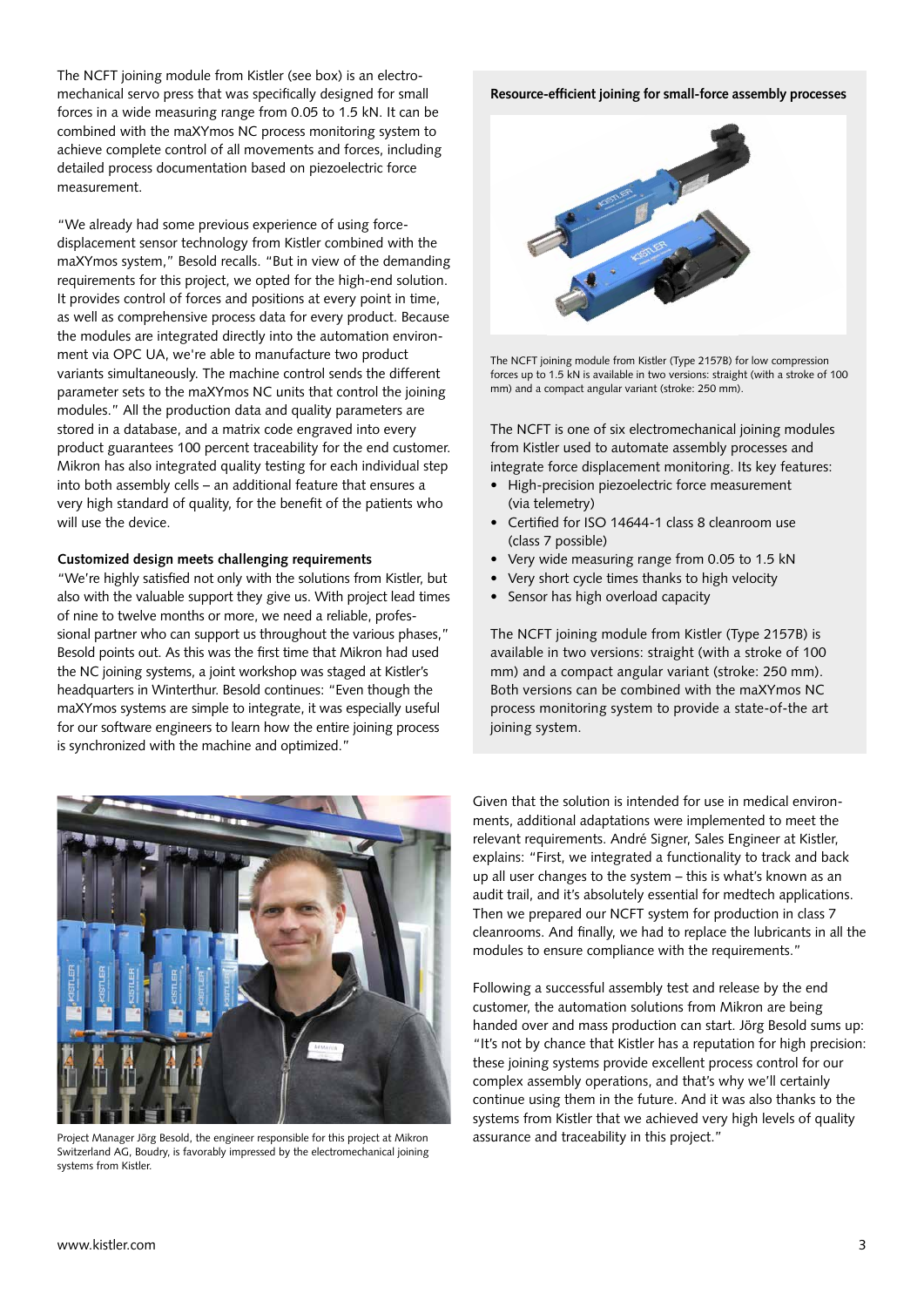The NCFT joining module from Kistler (see box) is an electromechanical servo press that was specifically designed for small forces in a wide measuring range from 0.05 to 1.5 kN. It can be combined with the maXYmos NC process monitoring system to achieve complete control of all movements and forces, including detailed process documentation based on piezoelectric force measurement.

"We already had some previous experience of using force-displacement sensor technology from Kistler combined with the maXYmos system," Besold recalls. "But in view of the demanding requirements for this project, we opted for the high-end solution. It provides control of forces and positions at every point in time, as well as comprehensive process data for every product. Because the modules are integrated directly into the automation environment via OPC UA, we're able to manufacture two product variants simultaneously. The machine control sends the different parameter sets to the maXYmos NC units that control the joining modules." All the production data and quality parameters are stored in a database, and a matrix code engraved into every product guarantees 100 percent traceability for the end customer. Mikron has also integrated quality testing for each individual step into both assembly cells – an additional feature that ensures a very high standard of quality, for the benefit of the patients who will use the device.

### Customized design meets challenging requirements

"We're highly satisfied not only with the solutions from Kistler, but also with the valuable support they give us. With project lead times of nine to twelve months or more, we need a reliable, professional partner who can support us throughout the various phases," Besold points out. As this was the first time that Mikron had used the NC joining systems, a joint workshop was staged at Kistler's headquarters in Winterthur. Besold continues: "Even though the maXYmos systems are simple to integrate, it was especially useful for our software engineers to learn how the entire joining process is synchronized with the machine and optimized."

### Resource-efficient joining for small-force assembly processes

The NCFT joining module from Kistler (Type 2157B) for low compression forces up to 1.5 kN is available in two versions: straight (with a stroke of 100 mm) and a compact angular variant (stroke: 250 mm).

The NCFT is one of six electromechanical joining modules from Kistler used to automate assembly processes and integrate force displacement monitoring. Its key features:

- High-precision piezoelectric force measurement (via telemetry)
- Certified for ISO 14644-1 class 8 cleanroom use (class 7 possible)
- Very wide measuring range from 0.05 to 1.5 kN
- Very short cycle times thanks to high velocity
- Sensor has high overload capacity

The NCFT joining module from Kistler (Type 2157B) is available in two versions: straight (with a stroke of 100 mm) and a compact angular variant (stroke: 250 mm). Both versions can be combined with the maXYmos NC process monitoring system to provide a state-of-the art joining system.

Project Manager Jörg Besold, the engineer responsible for this project at Mikron Switzerland AG, Boudry, is favorably impressed by the electromechanical joining systems from Kistler.

Given that the solution is intended for use in medical environments, additional adaptations were implemented to meet the relevant requirements. André Signer, Sales Engineer at Kistler, explains: "First, we integrated a functionality to track and back up all user changes to the system – this is what's known as an audit trail, and it's absolutely essential for medtech applications. Then we prepared our NCFT system for production in class 7 cleanrooms. And finally, we had to replace the lubricants in all the modules to ensure compliance with the requirements."

Following a successful assembly test and release by the end customer, the automation solutions from Mikron are being handed over and mass production can start. Jörg Besold sums up: "It's not by chance that Kistler has a reputation for high precision: these joining systems provide excellent process control for our complex assembly operations, and that's why we'll certainly continue using them in the future. And it was also thanks to the systems from Kistler that we achieved very high levels of quality assurance and traceability in this project."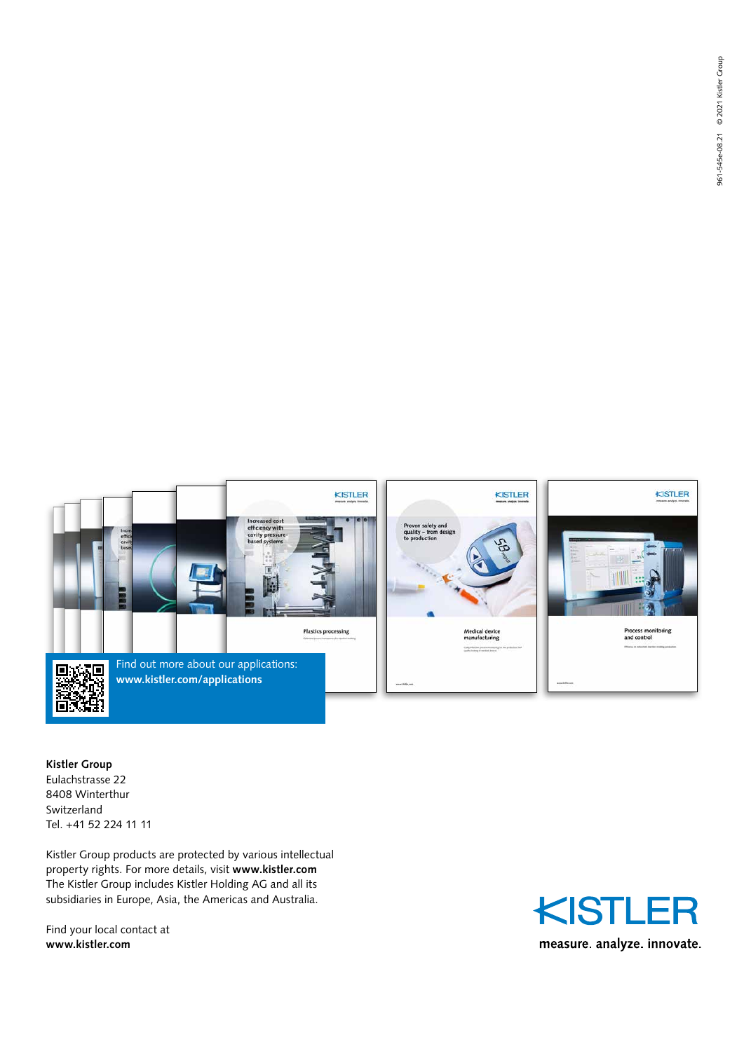Find out more about our applications:
**www.kistler.com/applications**

**Kistler Group**
Eulachstrasse 22
8408 Winterthur
Switzerland
Tel. +41 52 224 11 11

Kistler Group products are protected by various intellectual property rights. For more details, visit **www.kistler.com**
The Kistler Group includes Kistler Holding AG and all its subsidiaries in Europe, Asia, the Americas and Australia.

Find your local contact at
**www.kistler.com**

KISTLER
measure. analyze. innovate.

961-545e-08.21 © 2021 Kistler Group